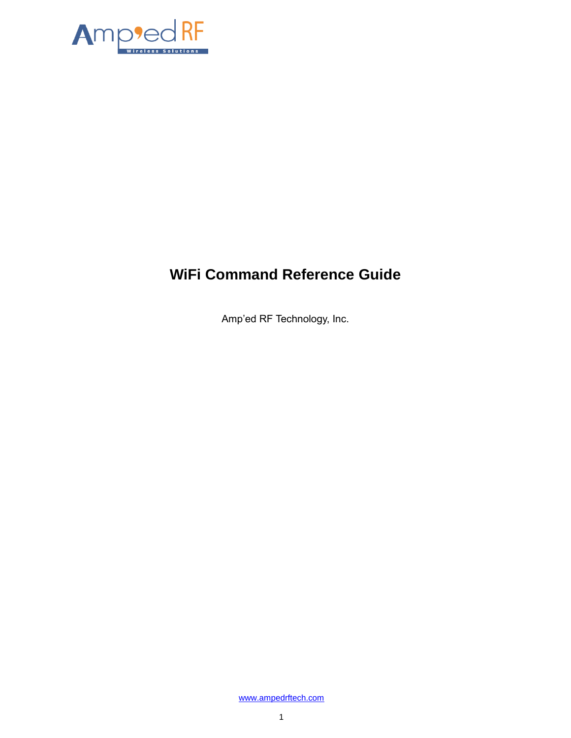# WiFi Command Reference Guide

Amp'ed RF Technology, Inc.

www.ampedrftech.com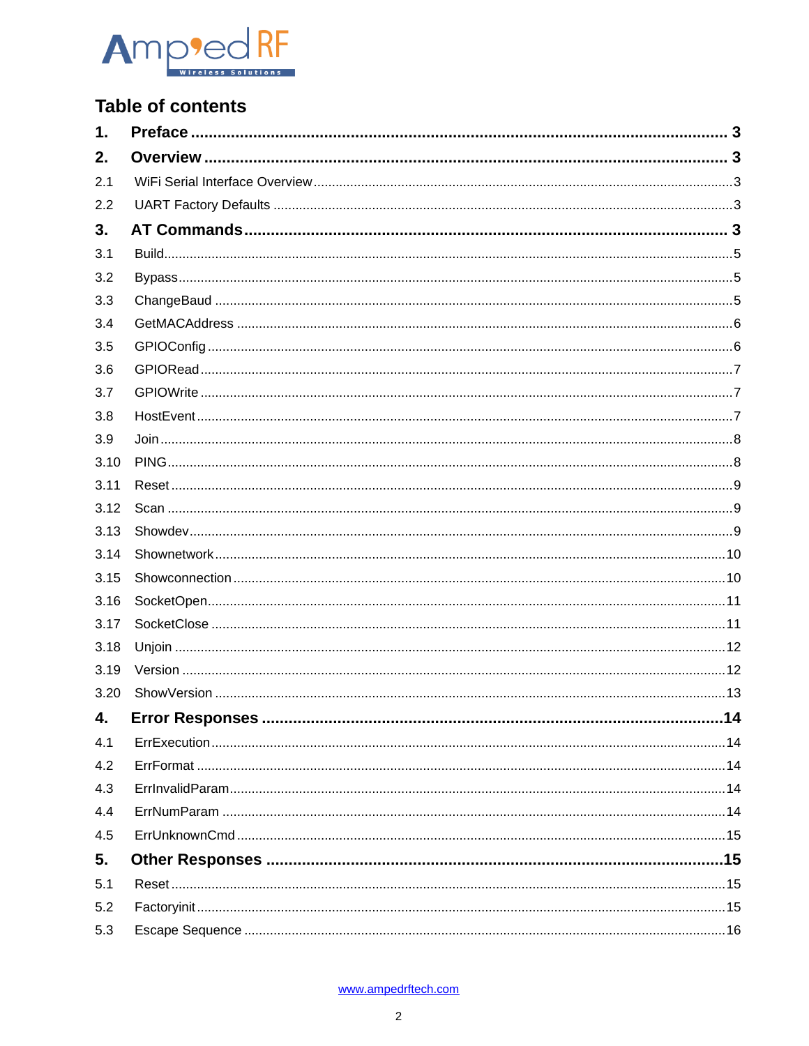## Table of contents

**1. Preface** ........................................ **3**

**2. Overview** ........................................ **3**

2.1 WiFi Serial Interface Overview ........................................ 3

2.2 UART Factory Defaults ........................................ 3

**3. AT Commands** ........................................ **3**

3.1 Build ........................................ 5

3.2 Bypass ........................................ 5

3.3 ChangeBaud ........................................ 5

3.4 GetMACAddress ........................................ 6

3.5 GPIOConfig ........................................ 6

3.6 GPIORead ........................................ 7

3.7 GPIOWrite ........................................ 7

3.8 HostEvent ........................................ 7

3.9 Join ........................................ 8

3.10 PING ........................................ 8

3.11 Reset ........................................ 9

3.12 Scan ........................................ 9

3.13 Showdev ........................................ 9

3.14 Shownetwork ........................................ 10

3.15 Showconnection ........................................ 10

3.16 SocketOpen ........................................ 11

3.17 SocketClose ........................................ 11

3.18 Unjoin ........................................ 12

3.19 Version ........................................ 12

3.20 ShowVersion ........................................ 13

**4. Error Responses** ........................................ **14**

4.1 ErrExecution ........................................ 14

4.2 ErrFormat ........................................ 14

4.3 ErrInvalidParam ........................................ 14

4.4 ErrNumParam ........................................ 14

4.5 ErrUnknownCmd ........................................ 15

**5. Other Responses** ........................................ **15**

5.1 Reset ........................................ 15

5.2 Factoryinit ........................................ 15

5.3 Escape Sequence ........................................ 16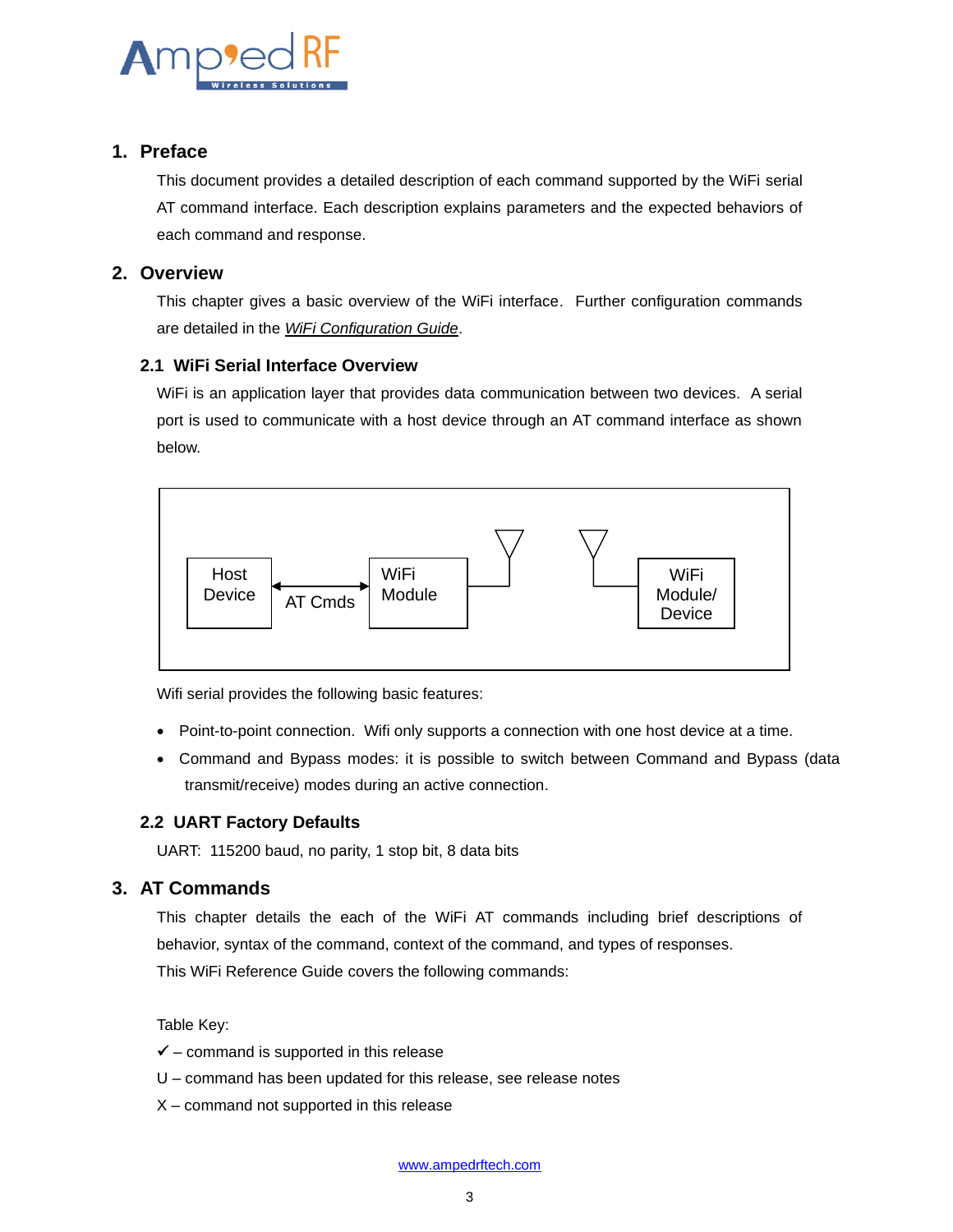## 1. Preface

This document provides a detailed description of each command supported by the WiFi serial AT command interface. Each description explains parameters and the expected behaviors of each command and response.

## 2. Overview

This chapter gives a basic overview of the WiFi interface. Further configuration commands are detailed in the *WiFi Configuration Guide*.

### 2.1 WiFi Serial Interface Overview

WiFi is an application layer that provides data communication between two devices. A serial port is used to communicate with a host device through an AT command interface as shown below.

Host Device ↔ AT Cmds ↔ WiFi Module ⟶ WiFi Module/ Device

Wifi serial provides the following basic features:

- Point-to-point connection. Wifi only supports a connection with one host device at a time.
- Command and Bypass modes: it is possible to switch between Command and Bypass (data transmit/receive) modes during an active connection.

### 2.2 UART Factory Defaults

UART: 115200 baud, no parity, 1 stop bit, 8 data bits

## 3. AT Commands

This chapter details the each of the WiFi AT commands including brief descriptions of behavior, syntax of the command, context of the command, and types of responses.

This WiFi Reference Guide covers the following commands:

Table Key:

✓ – command is supported in this release

U – command has been updated for this release, see release notes

X – command not supported in this release

www.ampedrftech.com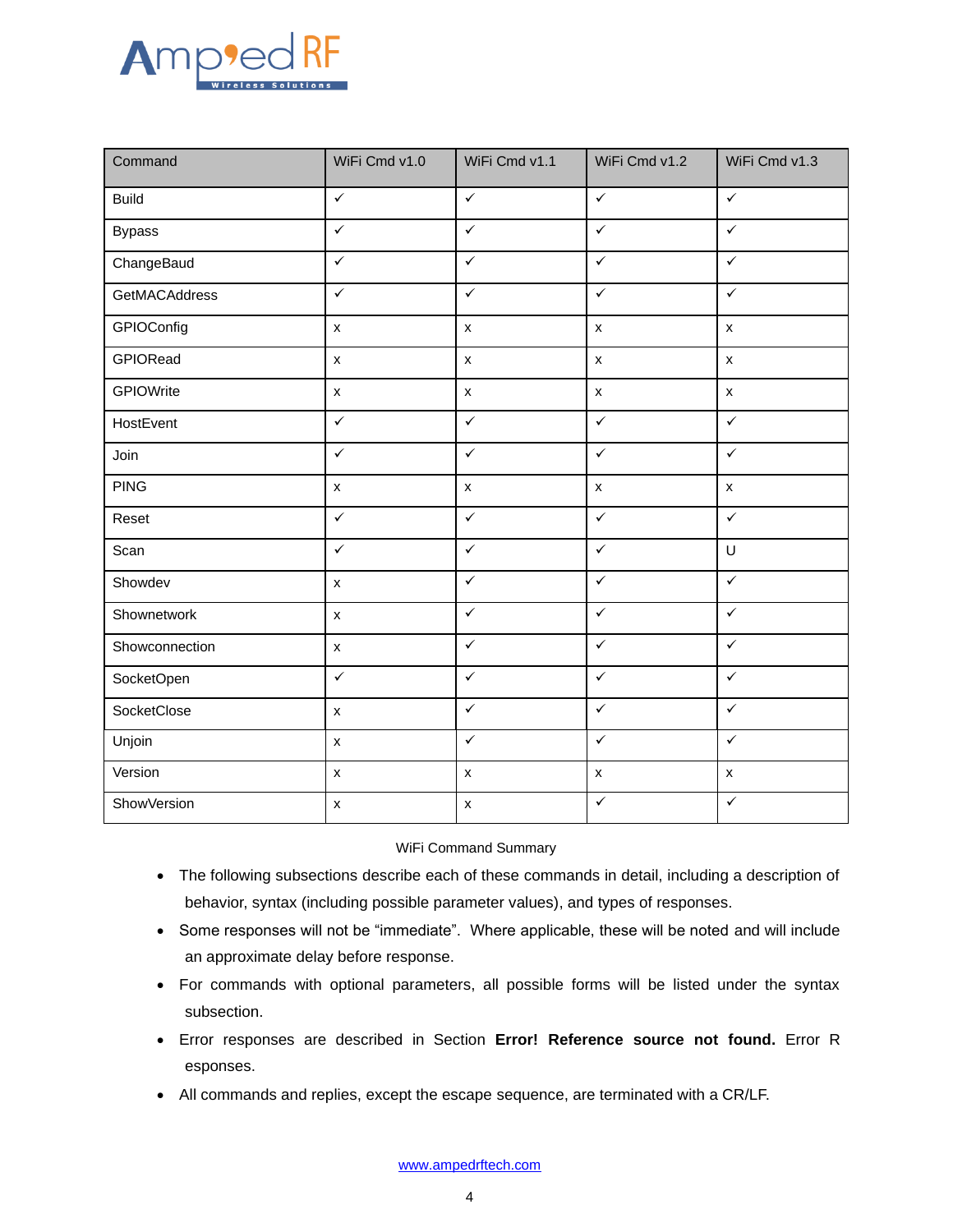| Command | WiFi Cmd v1.0 | WiFi Cmd v1.1 | WiFi Cmd v1.2 | WiFi Cmd v1.3 |
| --- | --- | --- | --- | --- |
| Build | ✓ | ✓ | ✓ | ✓ |
| Bypass | ✓ | ✓ | ✓ | ✓ |
| ChangeBaud | ✓ | ✓ | ✓ | ✓ |
| GetMACAddress | ✓ | ✓ | ✓ | ✓ |
| GPIOConfig | x | x | x | x |
| GPIORead | x | x | x | x |
| GPIOWrite | x | x | x | x |
| HostEvent | ✓ | ✓ | ✓ | ✓ |
| Join | ✓ | ✓ | ✓ | ✓ |
| PING | x | x | x | x |
| Reset | ✓ | ✓ | ✓ | ✓ |
| Scan | ✓ | ✓ | ✓ | U |
| Showdev | x | ✓ | ✓ | ✓ |
| Shownetwork | x | ✓ | ✓ | ✓ |
| Showconnection | x | ✓ | ✓ | ✓ |
| SocketOpen | ✓ | ✓ | ✓ | ✓ |
| SocketClose | x | ✓ | ✓ | ✓ |
| Unjoin | x | ✓ | ✓ | ✓ |
| Version | x | x | x | x |
| ShowVersion | x | x | ✓ | ✓ |

WiFi Command Summary

- The following subsections describe each of these commands in detail, including a description of behavior, syntax (including possible parameter values), and types of responses.
- Some responses will not be "immediate". Where applicable, these will be noted and will include an approximate delay before response.
- For commands with optional parameters, all possible forms will be listed under the syntax subsection.
- Error responses are described in Section **Error! Reference source not found.** Error R esponses.
- All commands and replies, except the escape sequence, are terminated with a CR/LF.

www.ampedrftech.com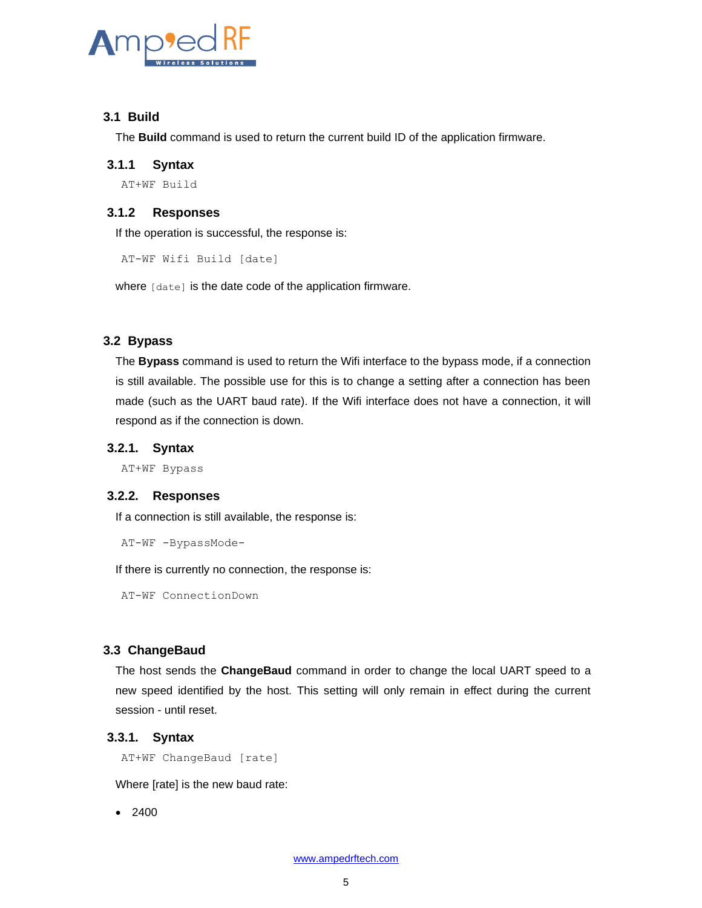## 3.1 Build

The **Build** command is used to return the current build ID of the application firmware.

### 3.1.1 Syntax

```
AT+WF Build
```

### 3.1.2 Responses

If the operation is successful, the response is:

```
AT-WF Wifi Build [date]
```

where `[date]` is the date code of the application firmware.

## 3.2 Bypass

The **Bypass** command is used to return the Wifi interface to the bypass mode, if a connection is still available. The possible use for this is to change a setting after a connection has been made (such as the UART baud rate). If the Wifi interface does not have a connection, it will respond as if the connection is down.

### 3.2.1. Syntax

```
AT+WF Bypass
```

### 3.2.2. Responses

If a connection is still available, the response is:

```
AT-WF -BypassMode-
```

If there is currently no connection, the response is:

```
AT-WF ConnectionDown
```

## 3.3 ChangeBaud

The host sends the **ChangeBaud** command in order to change the local UART speed to a new speed identified by the host. This setting will only remain in effect during the current session - until reset.

### 3.3.1. Syntax

```
AT+WF ChangeBaud [rate]
```

Where [rate] is the new baud rate:

- 2400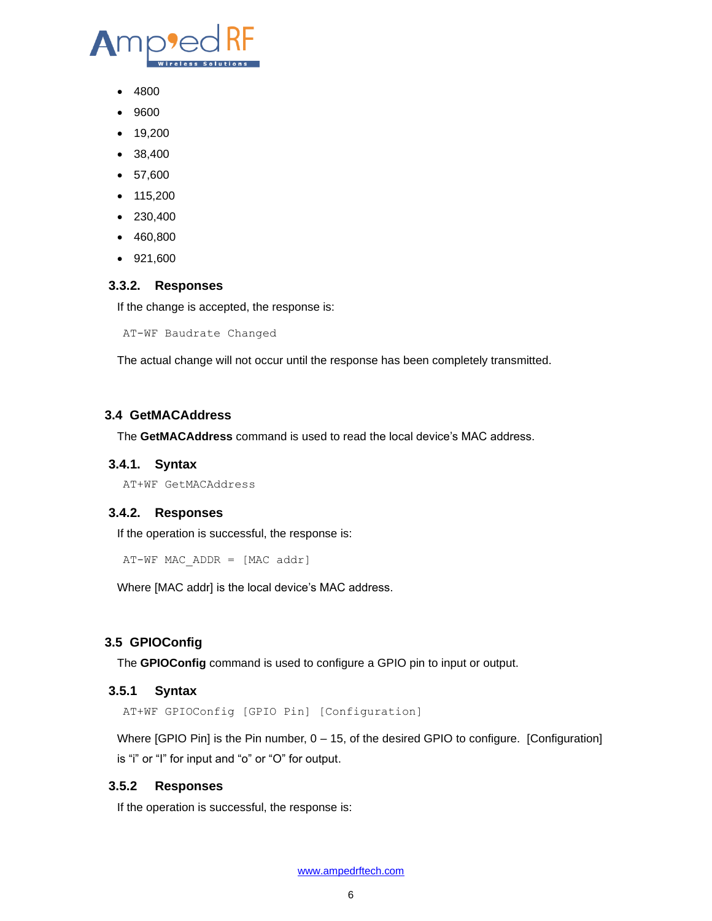- 4800
- 9600
- 19,200
- 38,400
- 57,600
- 115,200
- 230,400
- 460,800
- 921,600

### 3.3.2. Responses

If the change is accepted, the response is:

```
AT-WF Baudrate Changed
```

The actual change will not occur until the response has been completely transmitted.

## 3.4 GetMACAddress

The **GetMACAddress** command is used to read the local device's MAC address.

### 3.4.1. Syntax

```
AT+WF GetMACAddress
```

### 3.4.2. Responses

If the operation is successful, the response is:

```
AT-WF MAC_ADDR = [MAC addr]
```

Where [MAC addr] is the local device's MAC address.

## 3.5 GPIOConfig

The **GPIOConfig** command is used to configure a GPIO pin to input or output.

### 3.5.1 Syntax

```
AT+WF GPIOConfig [GPIO Pin] [Configuration]
```

Where [GPIO Pin] is the Pin number, 0 – 15, of the desired GPIO to configure. [Configuration] is "i" or "I" for input and "o" or "O" for output.

### 3.5.2 Responses

If the operation is successful, the response is: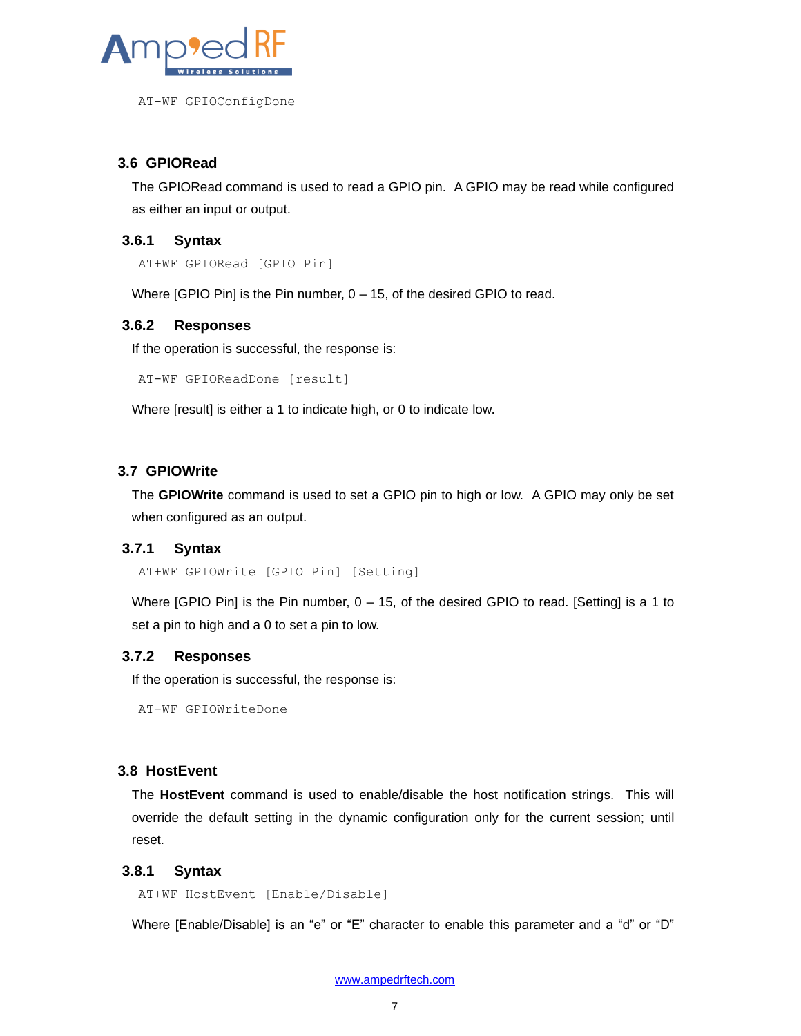```
AT-WF GPIOConfigDone
```

## 3.6 GPIORead

The GPIORead command is used to read a GPIO pin. A GPIO may be read while configured as either an input or output.

### 3.6.1 Syntax

```
AT+WF GPIORead [GPIO Pin]
```

Where [GPIO Pin] is the Pin number, 0 – 15, of the desired GPIO to read.

### 3.6.2 Responses

If the operation is successful, the response is:

```
AT-WF GPIOReadDone [result]
```

Where [result] is either a 1 to indicate high, or 0 to indicate low.

## 3.7 GPIOWrite

The **GPIOWrite** command is used to set a GPIO pin to high or low. A GPIO may only be set when configured as an output.

### 3.7.1 Syntax

```
AT+WF GPIOWrite [GPIO Pin] [Setting]
```

Where [GPIO Pin] is the Pin number, 0 – 15, of the desired GPIO to read. [Setting] is a 1 to set a pin to high and a 0 to set a pin to low.

### 3.7.2 Responses

If the operation is successful, the response is:

```
AT-WF GPIOWriteDone
```

## 3.8 HostEvent

The **HostEvent** command is used to enable/disable the host notification strings. This will override the default setting in the dynamic configuration only for the current session; until reset.

### 3.8.1 Syntax

```
AT+WF HostEvent [Enable/Disable]
```

Where [Enable/Disable] is an “e” or “E” character to enable this parameter and a “d” or “D”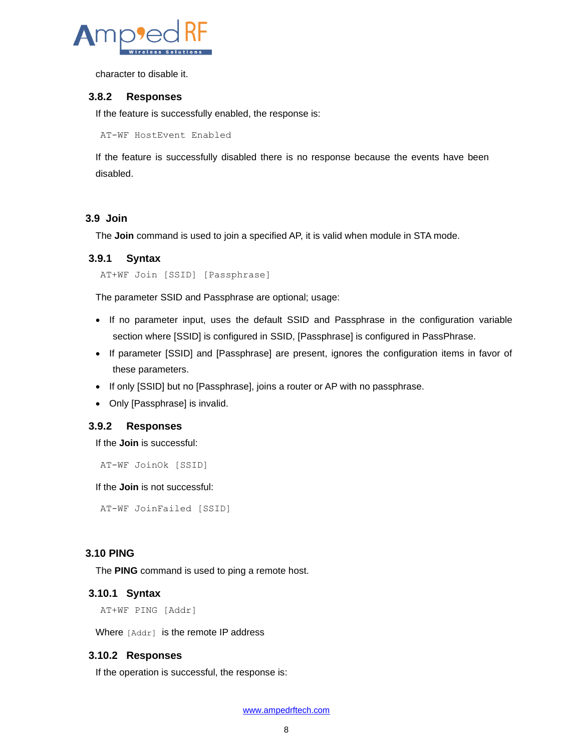character to disable it.

### 3.8.2 Responses

If the feature is successfully enabled, the response is:

```
AT-WF HostEvent Enabled
```

If the feature is successfully disabled there is no response because the events have been disabled.

## 3.9 Join

The **Join** command is used to join a specified AP, it is valid when module in STA mode.

### 3.9.1 Syntax

```
AT+WF Join [SSID] [Passphrase]
```

The parameter SSID and Passphrase are optional; usage:

- If no parameter input, uses the default SSID and Passphrase in the configuration variable section where [SSID] is configured in SSID, [Passphrase] is configured in PassPhrase.
- If parameter [SSID] and [Passphrase] are present, ignores the configuration items in favor of these parameters.
- If only [SSID] but no [Passphrase], joins a router or AP with no passphrase.
- Only [Passphrase] is invalid.

### 3.9.2 Responses

If the **Join** is successful:

```
AT-WF JoinOk [SSID]
```

If the **Join** is not successful:

```
AT-WF JoinFailed [SSID]
```

## 3.10 PING

The **PING** command is used to ping a remote host.

### 3.10.1 Syntax

```
AT+WF PING [Addr]
```

Where `[Addr]` is the remote IP address

### 3.10.2 Responses

If the operation is successful, the response is:

www.ampedrftech.com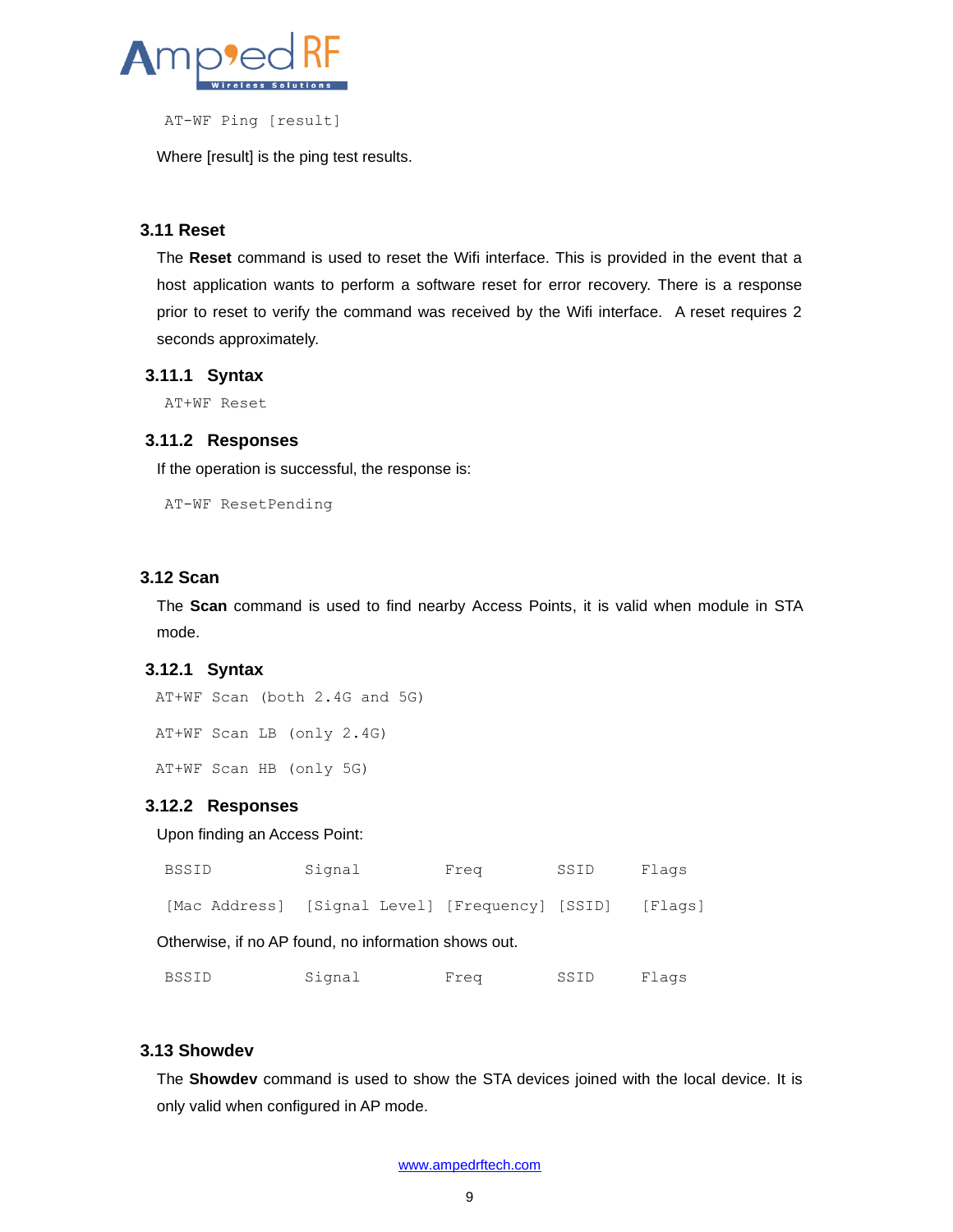```
AT-WF Ping [result]
```

Where [result] is the ping test results.

## 3.11 Reset

The **Reset** command is used to reset the Wifi interface. This is provided in the event that a host application wants to perform a software reset for error recovery. There is a response prior to reset to verify the command was received by the Wifi interface. A reset requires 2 seconds approximately.

### 3.11.1 Syntax

```
AT+WF Reset
```

### 3.11.2 Responses

If the operation is successful, the response is:

```
AT-WF ResetPending
```

## 3.12 Scan

The **Scan** command is used to find nearby Access Points, it is valid when module in STA mode.

### 3.12.1 Syntax

```
AT+WF Scan (both 2.4G and 5G)

AT+WF Scan LB (only 2.4G)

AT+WF Scan HB (only 5G)
```

### 3.12.2 Responses

Upon finding an Access Point:

```
BSSID           Signal          Freq         SSID     Flags

[Mac Address]   [Signal Level]  [Frequency]  [SSID]   [Flags]
```

Otherwise, if no AP found, no information shows out.

```
BSSID           Signal          Freq         SSID     Flags
```

## 3.13 Showdev

The **Showdev** command is used to show the STA devices joined with the local device. It is only valid when configured in AP mode.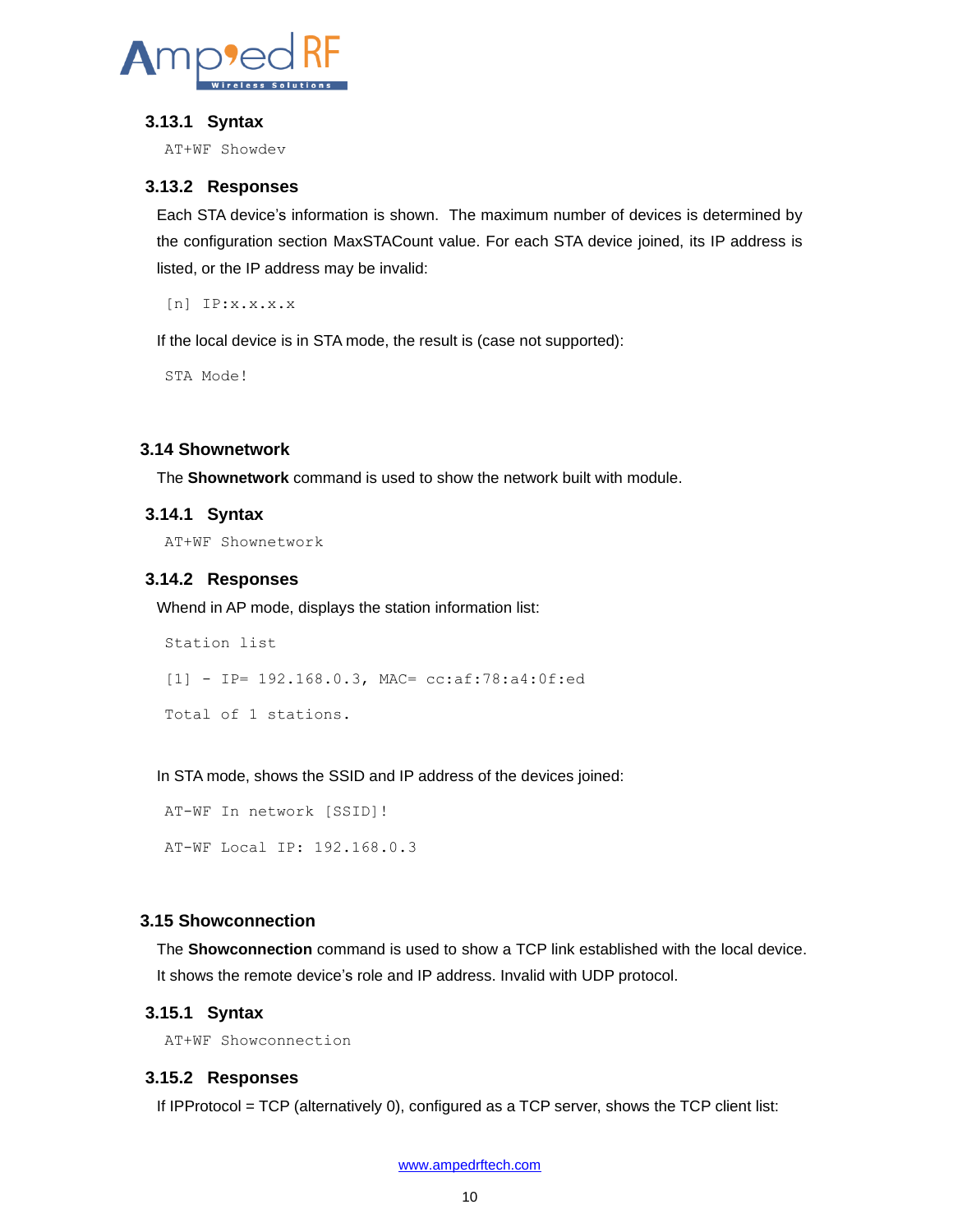### 3.13.1 Syntax

```
AT+WF Showdev
```

### 3.13.2 Responses

Each STA device's information is shown. The maximum number of devices is determined by the configuration section MaxSTACount value. For each STA device joined, its IP address is listed, or the IP address may be invalid:

```
[n] IP:x.x.x.x
```

If the local device is in STA mode, the result is (case not supported):

```
STA Mode!
```

## 3.14 Shownetwork

The **Shownetwork** command is used to show the network built with module.

### 3.14.1 Syntax

```
AT+WF Shownetwork
```

### 3.14.2 Responses

Whend in AP mode, displays the station information list:

```
Station list

[1] - IP= 192.168.0.3, MAC= cc:af:78:a4:0f:ed

Total of 1 stations.
```

In STA mode, shows the SSID and IP address of the devices joined:

```
AT-WF In network [SSID]!

AT-WF Local IP: 192.168.0.3
```

## 3.15 Showconnection

The **Showconnection** command is used to show a TCP link established with the local device. It shows the remote device's role and IP address. Invalid with UDP protocol.

### 3.15.1 Syntax

```
AT+WF Showconnection
```

### 3.15.2 Responses

If IPProtocol = TCP (alternatively 0), configured as a TCP server, shows the TCP client list: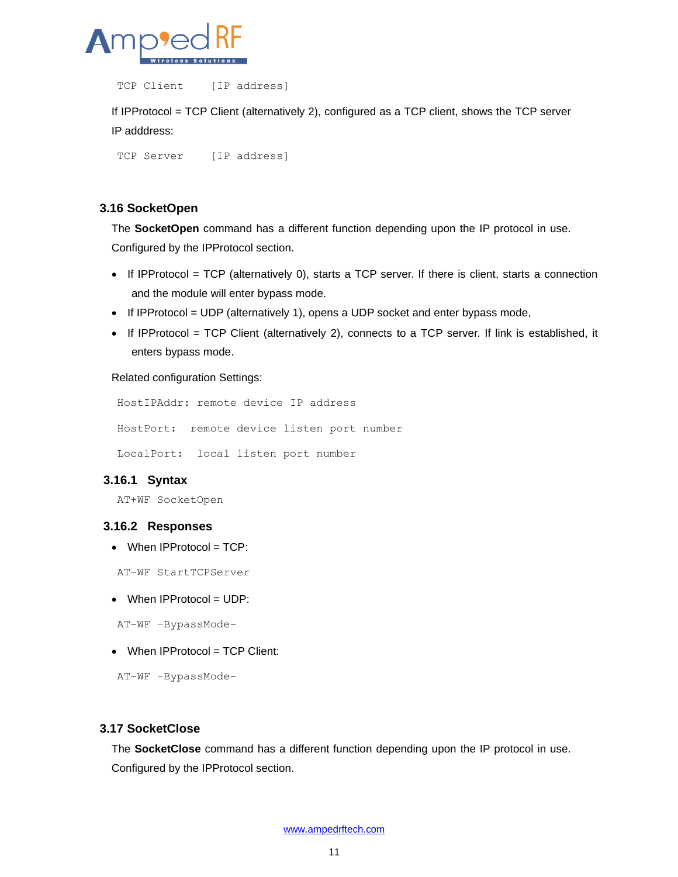```
TCP Client    [IP address]
```

If IPProtocol = TCP Client (alternatively 2), configured as a TCP client, shows the TCP server IP adddress:

```
TCP Server    [IP address]
```

## 3.16 SocketOpen

The **SocketOpen** command has a different function depending upon the IP protocol in use. Configured by the IPProtocol section.

- If IPProtocol = TCP (alternatively 0), starts a TCP server. If there is client, starts a connection and the module will enter bypass mode.
- If IPProtocol = UDP (alternatively 1), opens a UDP socket and enter bypass mode,
- If IPProtocol = TCP Client (alternatively 2), connects to a TCP server. If link is established, it enters bypass mode.

Related configuration Settings:

```
HostIPAddr: remote device IP address

HostPort:  remote device listen port number

LocalPort:  local listen port number
```

### 3.16.1 Syntax

```
AT+WF SocketOpen
```

### 3.16.2 Responses

- When IPProtocol = TCP:

```
AT-WF StartTCPServer
```

- When IPProtocol = UDP:

```
AT-WF -BypassMode-
```

- When IPProtocol = TCP Client:

```
AT-WF -BypassMode-
```

## 3.17 SocketClose

The **SocketClose** command has a different function depending upon the IP protocol in use. Configured by the IPProtocol section.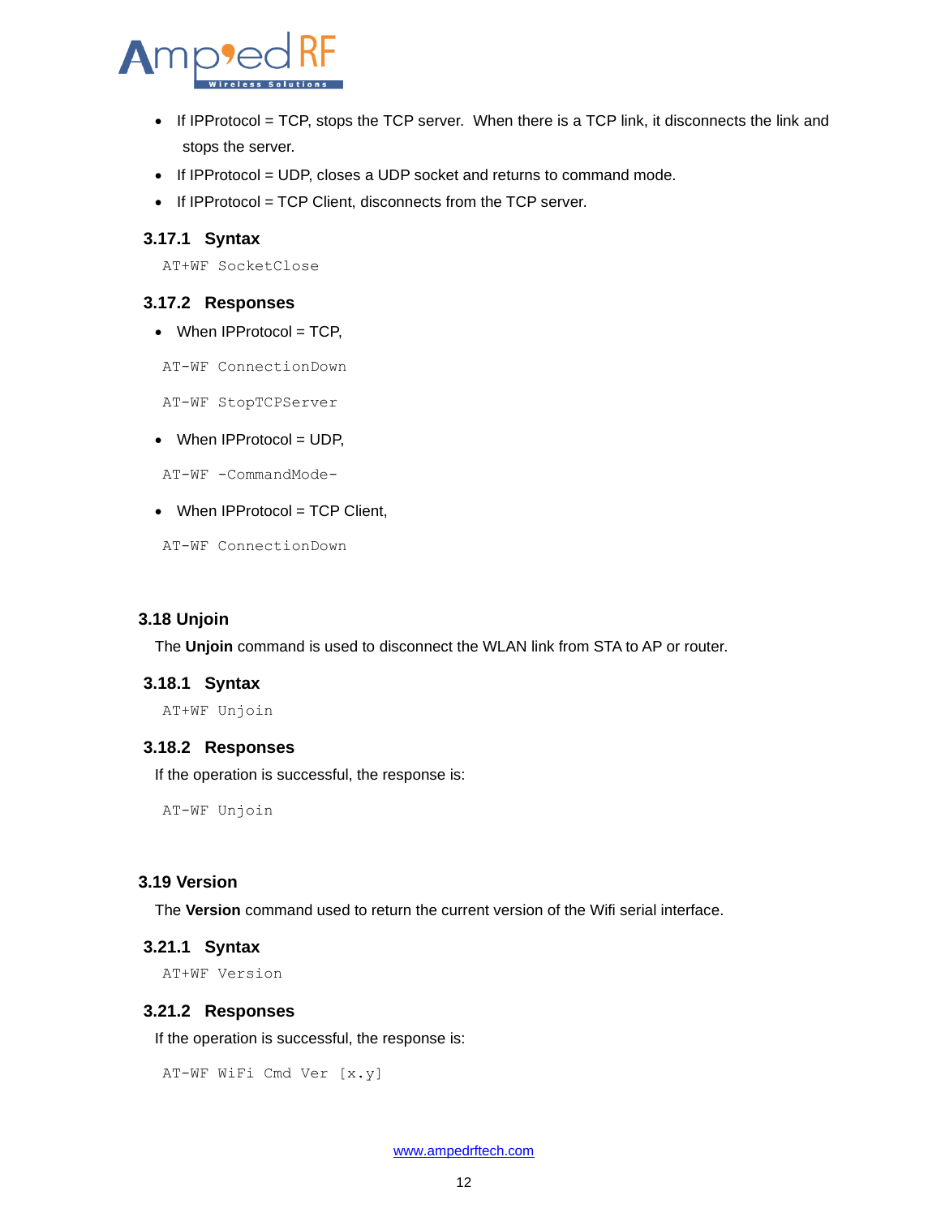- If IPProtocol = TCP, stops the TCP server. When there is a TCP link, it disconnects the link and stops the server.
- If IPProtocol = UDP, closes a UDP socket and returns to command mode.
- If IPProtocol = TCP Client, disconnects from the TCP server.

### 3.17.1 Syntax

```
AT+WF SocketClose
```

### 3.17.2 Responses

- When IPProtocol = TCP,

```
AT-WF ConnectionDown
```

```
AT-WF StopTCPServer
```

- When IPProtocol = UDP,

```
AT-WF -CommandMode-
```

- When IPProtocol = TCP Client,

```
AT-WF ConnectionDown
```

## 3.18 Unjoin

The **Unjoin** command is used to disconnect the WLAN link from STA to AP or router.

### 3.18.1 Syntax

```
AT+WF Unjoin
```

### 3.18.2 Responses

If the operation is successful, the response is:

```
AT-WF Unjoin
```

## 3.19 Version

The **Version** command used to return the current version of the Wifi serial interface.

### 3.21.1 Syntax

```
AT+WF Version
```

### 3.21.2 Responses

If the operation is successful, the response is:

```
AT-WF WiFi Cmd Ver [x.y]
```

www.ampedrftech.com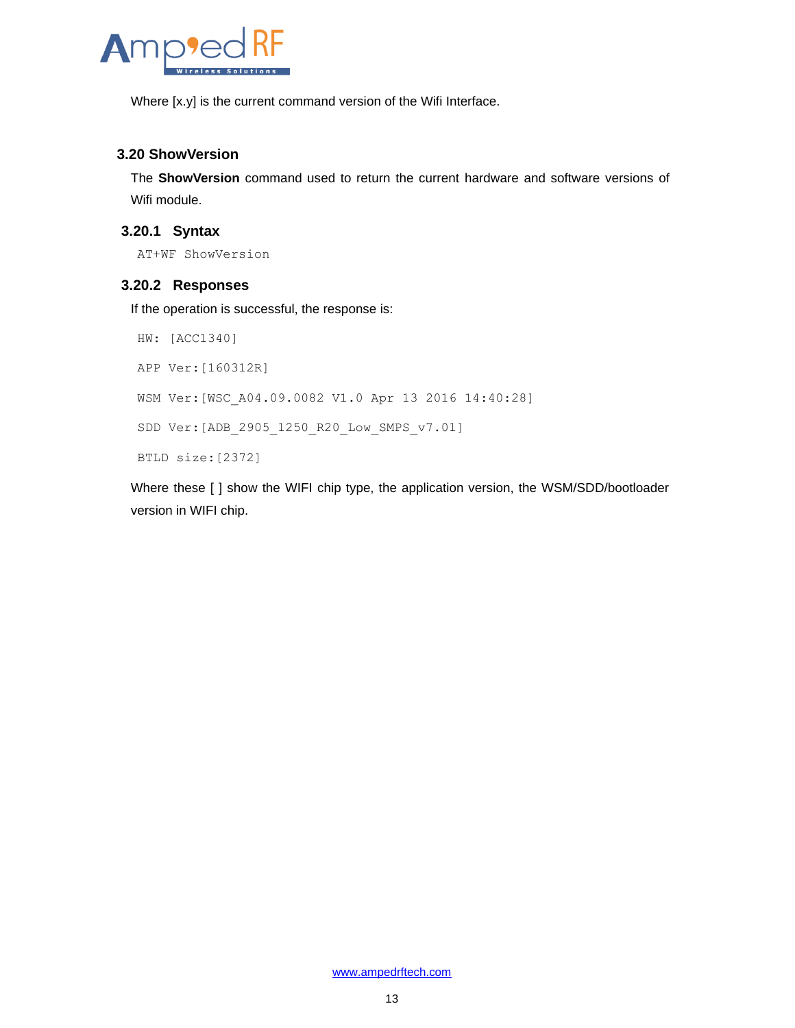Where [x.y] is the current command version of the Wifi Interface.

## 3.20 ShowVersion

The **ShowVersion** command used to return the current hardware and software versions of Wifi module.

### 3.20.1 Syntax

```
AT+WF ShowVersion
```

### 3.20.2 Responses

If the operation is successful, the response is:

```
HW: [ACC1340]

APP Ver:[160312R]

WSM Ver:[WSC_A04.09.0082 V1.0 Apr 13 2016 14:40:28]

SDD Ver:[ADB_2905_1250_R20_Low_SMPS_v7.01]

BTLD size:[2372]
```

Where these [ ] show the WIFI chip type, the application version, the WSM/SDD/bootloader version in WIFI chip.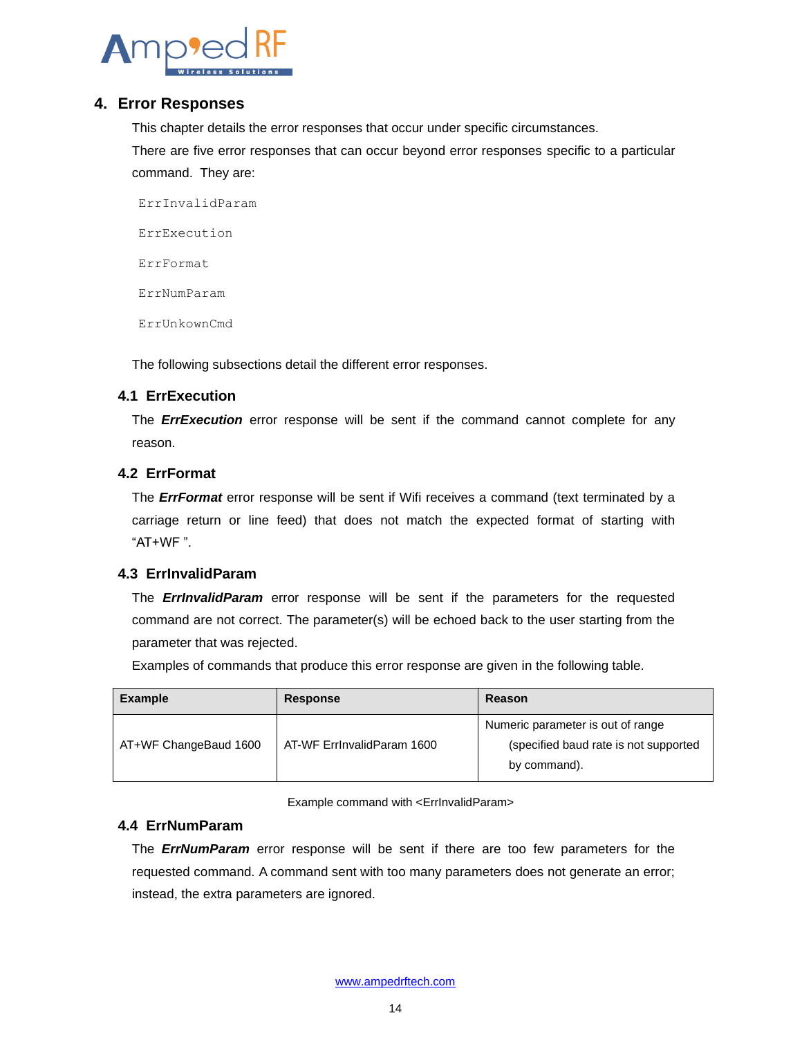# 4. Error Responses

This chapter details the error responses that occur under specific circumstances.

There are five error responses that can occur beyond error responses specific to a particular command. They are:

```
ErrInvalidParam

ErrExecution

ErrFormat

ErrNumParam

ErrUnkownCmd
```

The following subsections detail the different error responses.

## 4.1 ErrExecution

The ***ErrExecution*** error response will be sent if the command cannot complete for any reason.

## 4.2 ErrFormat

The ***ErrFormat*** error response will be sent if Wifi receives a command (text terminated by a carriage return or line feed) that does not match the expected format of starting with “AT+WF ”.

## 4.3 ErrInvalidParam

The ***ErrInvalidParam*** error response will be sent if the parameters for the requested command are not correct. The parameter(s) will be echoed back to the user starting from the parameter that was rejected.

Examples of commands that produce this error response are given in the following table.

| Example | Response | Reason |
|---|---|---|
| AT+WF ChangeBaud 1600 | AT-WF ErrInvalidParam 1600 | Numeric parameter is out of range (specified baud rate is not supported by command). |

Example command with <ErrInvalidParam>

## 4.4 ErrNumParam

The ***ErrNumParam*** error response will be sent if there are too few parameters for the requested command. A command sent with too many parameters does not generate an error; instead, the extra parameters are ignored.

www.ampedrftech.com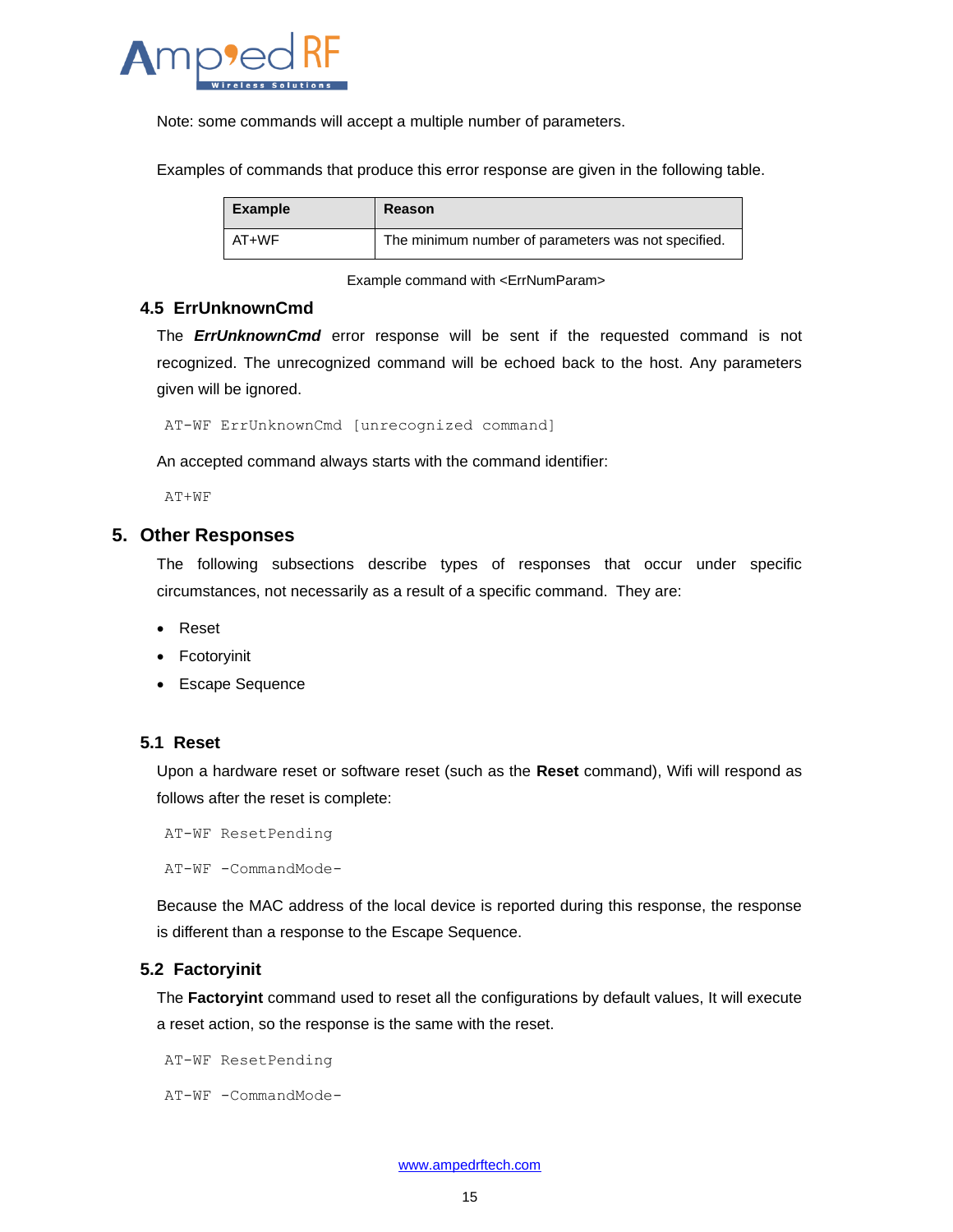Note: some commands will accept a multiple number of parameters.

Examples of commands that produce this error response are given in the following table.

| Example | Reason |
|---|---|
| AT+WF | The minimum number of parameters was not specified. |

Example command with <ErrNumParam>

### 4.5 ErrUnknownCmd

The ***ErrUnknownCmd*** error response will be sent if the requested command is not recognized. The unrecognized command will be echoed back to the host. Any parameters given will be ignored.

```
AT-WF ErrUnknownCmd [unrecognized command]
```

An accepted command always starts with the command identifier:

```
AT+WF
```

## 5. Other Responses

The following subsections describe types of responses that occur under specific circumstances, not necessarily as a result of a specific command. They are:

- Reset
- Fcotoryinit
- Escape Sequence

### 5.1 Reset

Upon a hardware reset or software reset (such as the **Reset** command), Wifi will respond as follows after the reset is complete:

```
AT-WF ResetPending
AT-WF -CommandMode-
```

Because the MAC address of the local device is reported during this response, the response is different than a response to the Escape Sequence.

### 5.2 Factoryinit

The **Factoryint** command used to reset all the configurations by default values, It will execute a reset action, so the response is the same with the reset.

```
AT-WF ResetPending
AT-WF -CommandMode-
```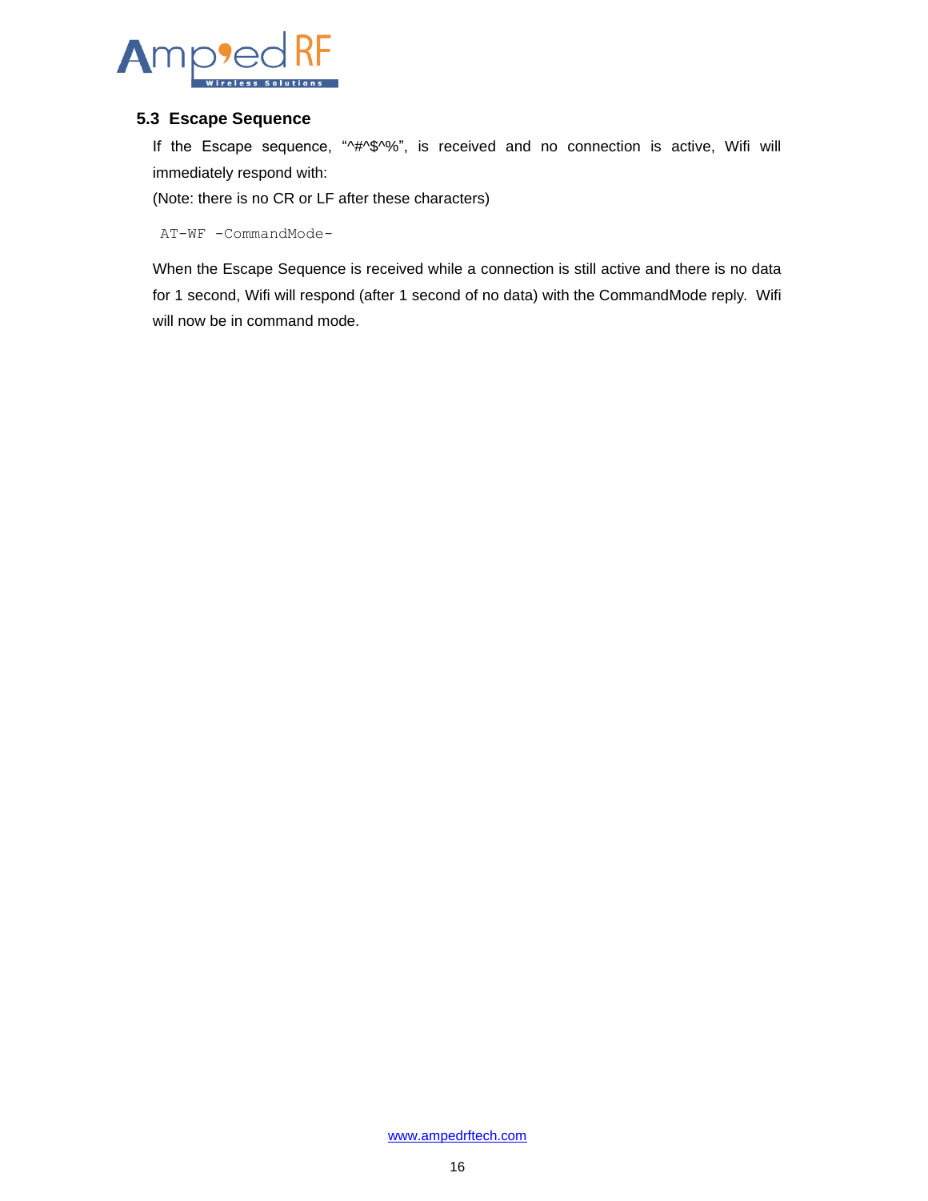### 5.3 Escape Sequence

If the Escape sequence, "^#^$^%", is received and no connection is active, Wifi will immediately respond with:

(Note: there is no CR or LF after these characters)

```
AT-WF -CommandMode-
```

When the Escape Sequence is received while a connection is still active and there is no data for 1 second, Wifi will respond (after 1 second of no data) with the CommandMode reply. Wifi will now be in command mode.